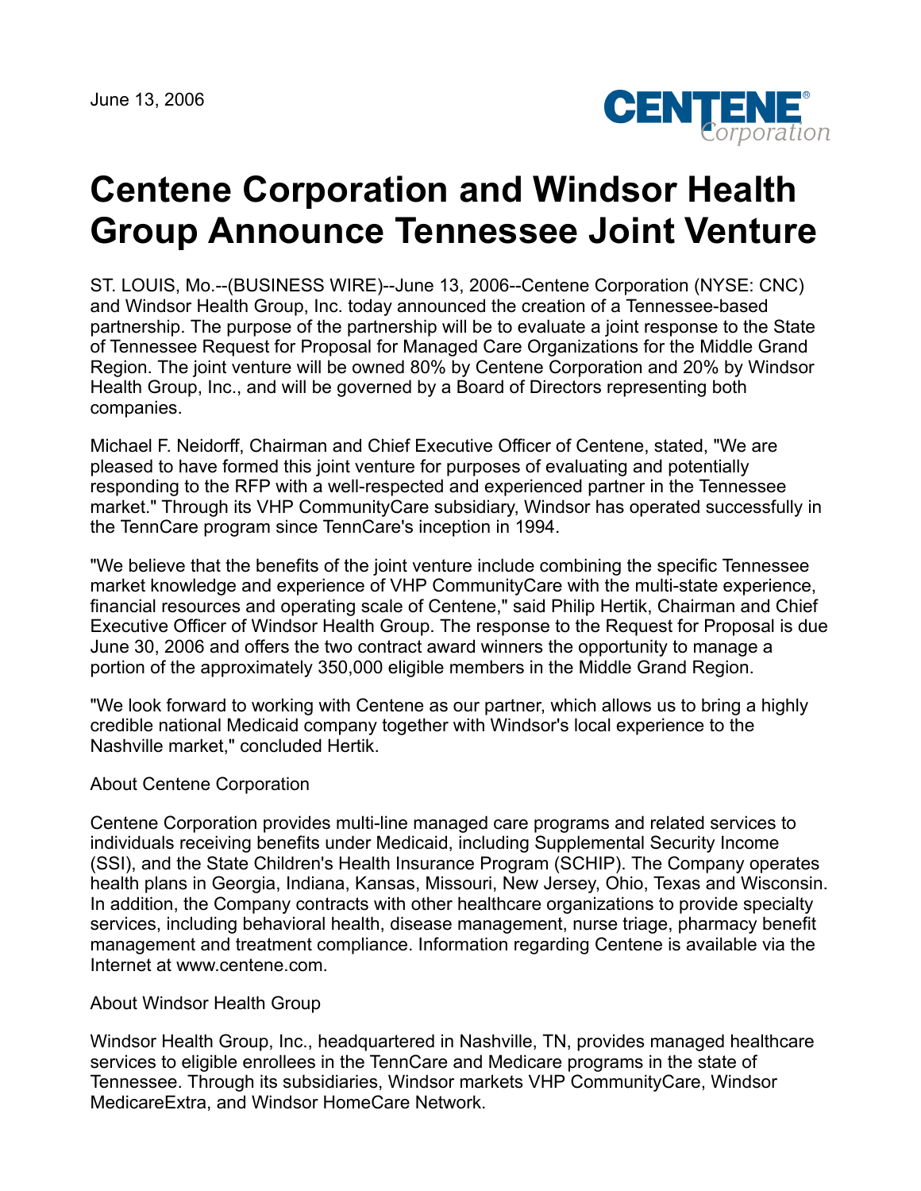June 13, 2006

# Centene Corporation and Windsor Health Group Announce Tennessee Joint Venture

ST. LOUIS, Mo.--(BUSINESS WIRE)--June 13, 2006--Centene Corporation (NYSE: CNC) and Windsor Health Group, Inc. today announced the creation of a Tennessee-based partnership. The purpose of the partnership will be to evaluate a joint response to the State of Tennessee Request for Proposal for Managed Care Organizations for the Middle Grand Region. The joint venture will be owned 80% by Centene Corporation and 20% by Windsor Health Group, Inc., and will be governed by a Board of Directors representing both companies.

Michael F. Neidorff, Chairman and Chief Executive Officer of Centene, stated, "We are pleased to have formed this joint venture for purposes of evaluating and potentially responding to the RFP with a well-respected and experienced partner in the Tennessee market." Through its VHP CommunityCare subsidiary, Windsor has operated successfully in the TennCare program since TennCare's inception in 1994.

"We believe that the benefits of the joint venture include combining the specific Tennessee market knowledge and experience of VHP CommunityCare with the multi-state experience, financial resources and operating scale of Centene," said Philip Hertik, Chairman and Chief Executive Officer of Windsor Health Group. The response to the Request for Proposal is due June 30, 2006 and offers the two contract award winners the opportunity to manage a portion of the approximately 350,000 eligible members in the Middle Grand Region.

"We look forward to working with Centene as our partner, which allows us to bring a highly credible national Medicaid company together with Windsor's local experience to the Nashville market," concluded Hertik.

About Centene Corporation

Centene Corporation provides multi-line managed care programs and related services to individuals receiving benefits under Medicaid, including Supplemental Security Income (SSI), and the State Children's Health Insurance Program (SCHIP). The Company operates health plans in Georgia, Indiana, Kansas, Missouri, New Jersey, Ohio, Texas and Wisconsin. In addition, the Company contracts with other healthcare organizations to provide specialty services, including behavioral health, disease management, nurse triage, pharmacy benefit management and treatment compliance. Information regarding Centene is available via the Internet at www.centene.com.

About Windsor Health Group

Windsor Health Group, Inc., headquartered in Nashville, TN, provides managed healthcare services to eligible enrollees in the TennCare and Medicare programs in the state of Tennessee. Through its subsidiaries, Windsor markets VHP CommunityCare, Windsor MedicareExtra, and Windsor HomeCare Network.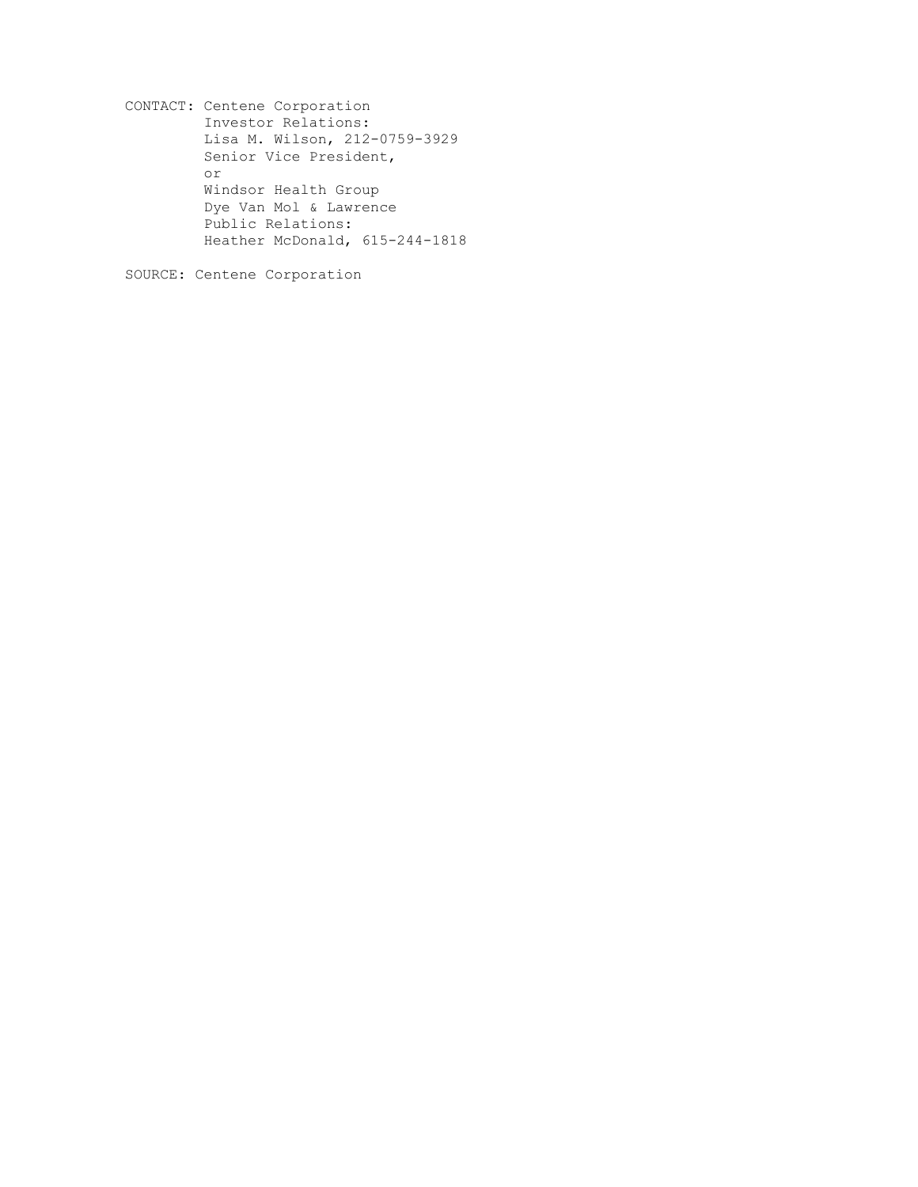CONTACT: Centene Corporation
Investor Relations:
Lisa M. Wilson, 212-0759-3929
Senior Vice President,
or
Windsor Health Group
Dye Van Mol & Lawrence
Public Relations:
Heather McDonald, 615-244-1818

SOURCE: Centene Corporation